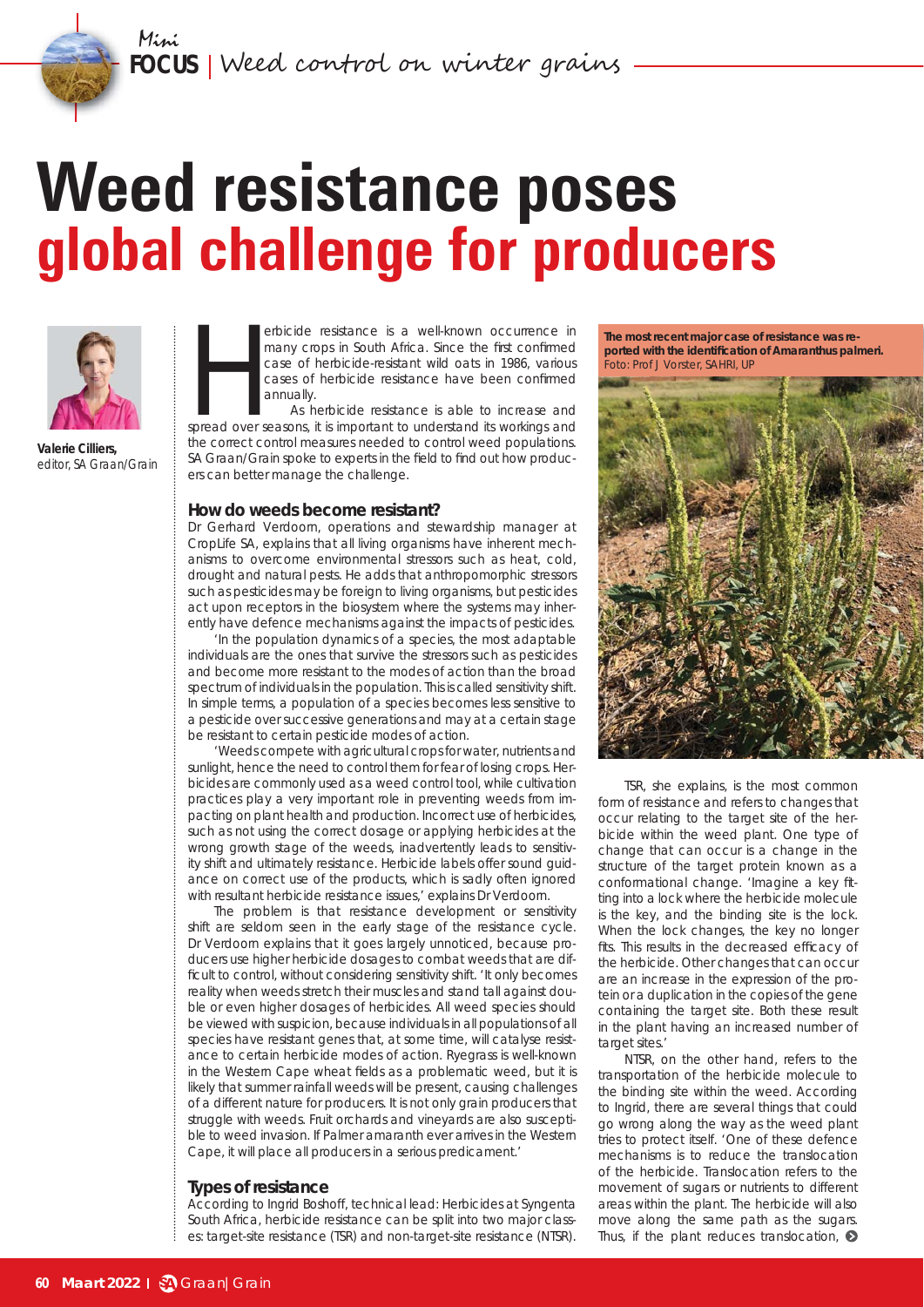# Weed resistance poses global challenge for producers

**Valerie Cilliers,** *editor, SA Graan/Grain*

Herbicide resistance is a well-known occurrence in many crops in South Africa. Since the first confirmed case of herbicide-resistant wild oats in 1986, various cases of herbicide resistance have been confirmed annually.

As herbicide resistance is able to increase and spread over seasons, it is important to understand its workings and the correct control measures needed to control weed populations. SA Graan/Grain spoke to experts in the field to find out how producers can better manage the challenge.

### How do weeds become resistant?

Dr Gerhard Verdoorn, operations and stewardship manager at CropLife SA, explains that all living organisms have inherent mechanisms to overcome environmental stressors such as heat, cold, drought and natural pests. He adds that anthropomorphic stressors such as pesticides may be foreign to living organisms, but pesticides act upon receptors in the biosystem where the systems may inherently have defence mechanisms against the impacts of pesticides.

'In the population dynamics of a species, the most adaptable individuals are the ones that survive the stressors such as pesticides and become more resistant to the modes of action than the broad spectrum of individuals in the population. This is called sensitivity shift. In simple terms, a population of a species becomes less sensitive to a pesticide over successive generations and may at a certain stage be resistant to certain pesticide modes of action.

'Weeds compete with agricultural crops for water, nutrients and sunlight, hence the need to control them for fear of losing crops. Herbicides are commonly used as a weed control tool, while cultivation practices play a very important role in preventing weeds from impacting on plant health and production. Incorrect use of herbicides, such as not using the correct dosage or applying herbicides at the wrong growth stage of the weeds, inadvertently leads to sensitivity shift and ultimately resistance. Herbicide labels offer sound guidance on correct use of the products, which is sadly often ignored with resultant herbicide resistance issues,' explains Dr Verdoorn.

The problem is that resistance development or sensitivity shift are seldom seen in the early stage of the resistance cycle. Dr Verdoorn explains that it goes largely unnoticed, because producers use higher herbicide dosages to combat weeds that are difficult to control, without considering sensitivity shift. 'It only becomes reality when weeds stretch their muscles and stand tall against double or even higher dosages of herbicides. All weed species should be viewed with suspicion, because individuals in all populations of all species have resistant genes that, at some time, will catalyse resistance to certain herbicide modes of action. Ryegrass is well-known in the Western Cape wheat fields as a problematic weed, but it is likely that summer rainfall weeds will be present, causing challenges of a different nature for producers. It is not only grain producers that struggle with weeds. Fruit orchards and vineyards are also susceptible to weed invasion. If Palmer amaranth ever arrives in the Western Cape, it will place all producers in a serious predicament.'

### Types of resistance

According to Ingrid Boshoff, technical lead: Herbicides at Syngenta South Africa, herbicide resistance can be split into two major classes: target-site resistance (TSR) and non-target-site resistance (NTSR).

**The most recent major case of resistance was reported with the identification of *Amaranthus palmeri*.** Foto: Prof J Vorster, SAHRI, UP

TSR, she explains, is the most common form of resistance and refers to changes that occur relating to the target site of the herbicide within the weed plant. One type of change that can occur is a change in the structure of the target protein known as a conformational change. 'Imagine a key fitting into a lock where the herbicide molecule is the key, and the binding site is the lock. When the lock changes, the key no longer fits. This results in the decreased efficacy of the herbicide. Other changes that can occur are an increase in the expression of the protein or a duplication in the copies of the gene containing the target site. Both these result in the plant having an increased number of target sites.'

NTSR, on the other hand, refers to the transportation of the herbicide molecule to the binding site within the weed. According to Ingrid, there are several things that could go wrong along the way as the weed plant tries to protect itself. 'One of these defence mechanisms is to reduce the translocation of the herbicide. Translocation refers to the movement of sugars or nutrients to different areas within the plant. The herbicide will also move along the same path as the sugars. Thus, if the plant reduces translocation,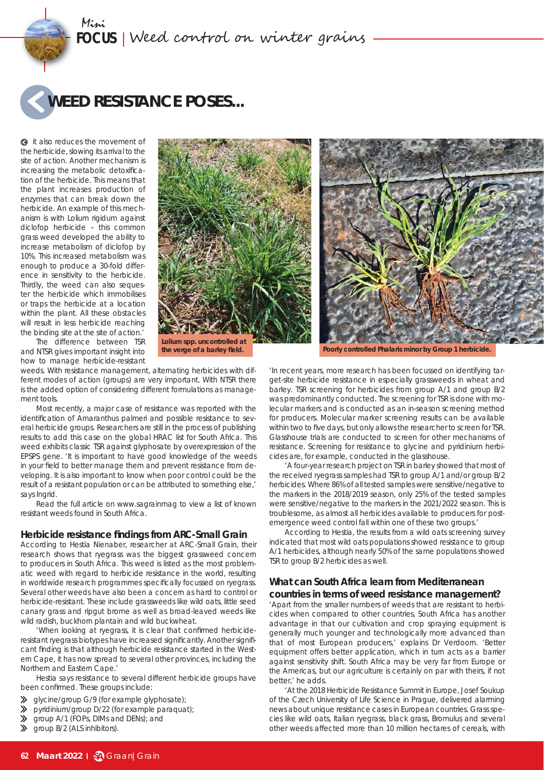# WEED RESISTANCE POSES...

it also reduces the movement of the herbicide, slowing its arrival to the site of action. Another mechanism is increasing the metabolic detoxification of the herbicide. This means that the plant increases production of enzymes that can break down the herbicide. An example of this mechanism is with Lolium rigidum against diclofop herbicide – this common grass weed developed the ability to increase metabolism of diclofop by 10%. This increased metabolism was enough to produce a 30-fold difference in sensitivity to the herbicide. Thirdly, the weed can also sequester the herbicide which immobilises or traps the herbicide at a location within the plant. All these obstacles will result in less herbicide reaching the binding site at the site of action.'

The difference between TSR and NTSR gives important insight into how to manage herbicide-resistant weeds. With resistance management, alternating herbicides with different modes of action (groups) are very important. With NTSR there is the added option of considering different formulations as management tools.

Most recently, a major case of resistance was reported with the identification of Amaranthus palmeri and possible resistance to several herbicide groups. Researchers are still in the process of publishing results to add this case on the global HRAC list for South Africa. This weed exhibits classic TSR against glyphosate by overexpression of the EPSPS gene. 'It is important to have good knowledge of the weeds in your field to better manage them and prevent resistance from developing. It is also important to know when poor control could be the result of a resistant population or can be attributed to something else,' says Ingrid.

Read the full article on www.sagrainmag to view a list of known resistant weeds found in South Africa.

**Lolium spp. uncontrolled at the verge of a barley field.**

**Poorly controlled Phalaris minor by Group 1 herbicide.**

### Herbicide resistance findings from ARC-Small Grain

According to Hestia Nienaber, researcher at ARC-Small Grain, their research shows that ryegrass was the biggest grassweed concern to producers in South Africa. This weed is listed as the most problematic weed with regard to herbicide resistance in the world, resulting in worldwide research programmes specifically focussed on ryegrass. Several other weeds have also been a concern as hard to control or herbicide-resistant. These include grassweeds like wild oats, little seed canary grass and ripgut brome as well as broad-leaved weeds like wild radish, buckhorn plantain and wild buckwheat.

'When looking at ryegrass, it is clear that confirmed herbicide-resistant ryegrass biotypes have increased significantly. Another significant finding is that although herbicide resistance started in the Western Cape, it has now spread to several other provinces, including the Northern and Eastern Cape.'

Hestia says resistance to several different herbicide groups have been confirmed. These groups include:

- glycine/group G/9 (for example glyphosate);
- pyridinium/group D/22 (for example paraquat);
- group A/1 (FOPs, DIMs and DENs); and
- group B/2 (ALS inhibitors).

'In recent years, more research has been focussed on identifying target-site herbicide resistance in especially grassweeds in wheat and barley. TSR screening for herbicides from group A/1 and group B/2 was predominantly conducted. The screening for TSR is done with molecular markers and is conducted as an in-season screening method for producers. Molecular marker screening results can be available within two to five days, but only allows the researcher to screen for TSR. Glasshouse trials are conducted to screen for other mechanisms of resistance. Screening for resistance to glycine and pyridinium herbicides are, for example, conducted in the glasshouse.

'A four-year research project on TSR in barley showed that most of the received ryegrass samples had TSR to group A/1 and/or group B/2 herbicides. Where 86% of all tested samples were sensitive/negative to the markers in the 2018/2019 season, only 25% of the tested samples were sensitive/negative to the markers in the 2021/2022 season. This is troublesome, as almost all herbicides available to producers for post-emergence weed control fall within one of these two groups.'

According to Hestia, the results from a wild oats screening survey indicated that most wild oats populations showed resistance to group A/1 herbicides, although nearly 50% of the same populations showed TSR to group B/2 herbicides as well.

### What can South Africa learn from Mediterranean countries in terms of weed resistance management?

'Apart from the smaller numbers of weeds that are resistant to herbicides when compared to other countries, South Africa has another advantage in that our cultivation and crop spraying equipment is generally much younger and technologically more advanced than that of most European producers,' explains Dr Verdoorn. 'Better equipment offers better application, which in turn acts as a barrier against sensitivity shift. South Africa may be very far from Europe or the Americas, but our agriculture is certainly on par with theirs, if not better,' he adds.

'At the 2018 Herbicide Resistance Summit in Europe, Josef Soukup of the Czech University of Life Science in Prague, delivered alarming news about unique resistance cases in European countries. Grass species like wild oats, Italian ryegrass, black grass, Bromulus and several other weeds affected more than 10 million hectares of cereals, with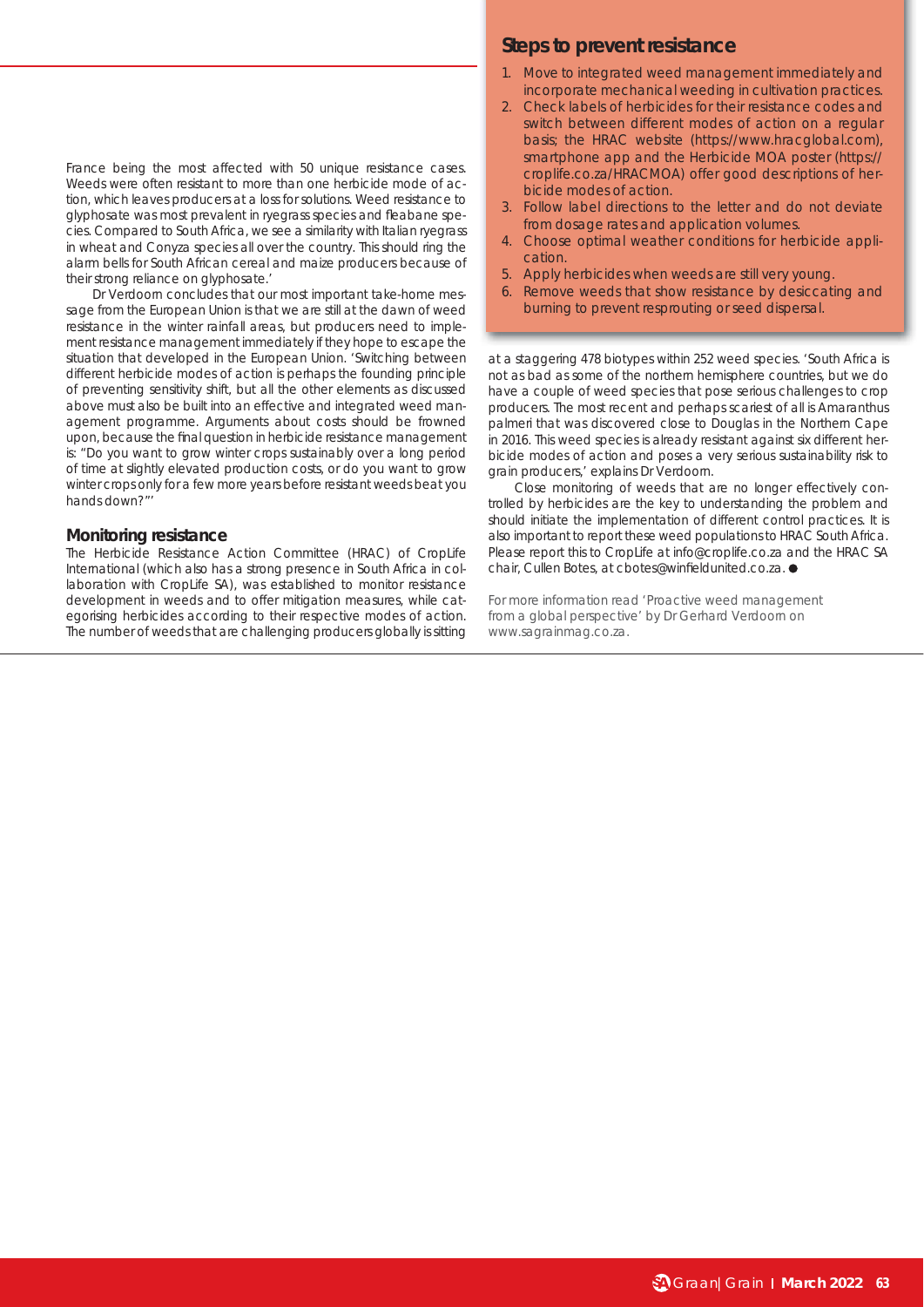France being the most affected with 50 unique resistance cases. Weeds were often resistant to more than one herbicide mode of action, which leaves producers at a loss for solutions. Weed resistance to glyphosate was most prevalent in ryegrass species and fleabane species. Compared to South Africa, we see a similarity with Italian ryegrass in wheat and Conyza species all over the country. This should ring the alarm bells for South African cereal and maize producers because of their strong reliance on glyphosate.'

Dr Verdoorn concludes that our most important take-home message from the European Union is that we are still at the dawn of weed resistance in the winter rainfall areas, but producers need to implement resistance management immediately if they hope to escape the situation that developed in the European Union. 'Switching between different herbicide modes of action is perhaps the founding principle of preventing sensitivity shift, but all the other elements as discussed above must also be built into an effective and integrated weed management programme. Arguments about costs should be frowned upon, because the final question in herbicide resistance management is: "Do you want to grow winter crops sustainably over a long period of time at slightly elevated production costs, or do you want to grow winter crops only for a few more years before resistant weeds beat you hands down?"'

### Monitoring resistance

The Herbicide Resistance Action Committee (HRAC) of CropLife International (which also has a strong presence in South Africa in collaboration with CropLife SA), was established to monitor resistance development in weeds and to offer mitigation measures, while categorising herbicides according to their respective modes of action. The number of weeds that are challenging producers globally is sitting at a staggering 478 biotypes within 252 weed species. 'South Africa is not as bad as some of the northern hemisphere countries, but we do have a couple of weed species that pose serious challenges to crop producers. The most recent and perhaps scariest of all is Amaranthus palmeri that was discovered close to Douglas in the Northern Cape in 2016. This weed species is already resistant against six different herbicide modes of action and poses a very serious sustainability risk to grain producers,' explains Dr Verdoorn.

Close monitoring of weeds that are no longer effectively controlled by herbicides are the key to understanding the problem and should initiate the implementation of different control practices. It is also important to report these weed populations to HRAC South Africa. Please report this to CropLife at info@croplife.co.za and the HRAC SA chair, Cullen Botes, at cbotes@winfieldunited.co.za.

## Steps to prevent resistance

1. Move to integrated weed management immediately and incorporate mechanical weeding in cultivation practices.
2. Check labels of herbicides for their resistance codes and switch between different modes of action on a regular basis; the HRAC website (https://www.hracglobal.com), smartphone app and the Herbicide MOA poster (https://croplife.co.za/HRACMOA) offer good descriptions of herbicide modes of action.
3. Follow label directions to the letter and do not deviate from dosage rates and application volumes.
4. Choose optimal weather conditions for herbicide application.
5. Apply herbicides when weeds are still very young.
6. Remove weeds that show resistance by desiccating and burning to prevent resprouting or seed dispersal.

For more information read 'Proactive weed management from a global perspective' by Dr Gerhard Verdoorn on www.sagrainmag.co.za.